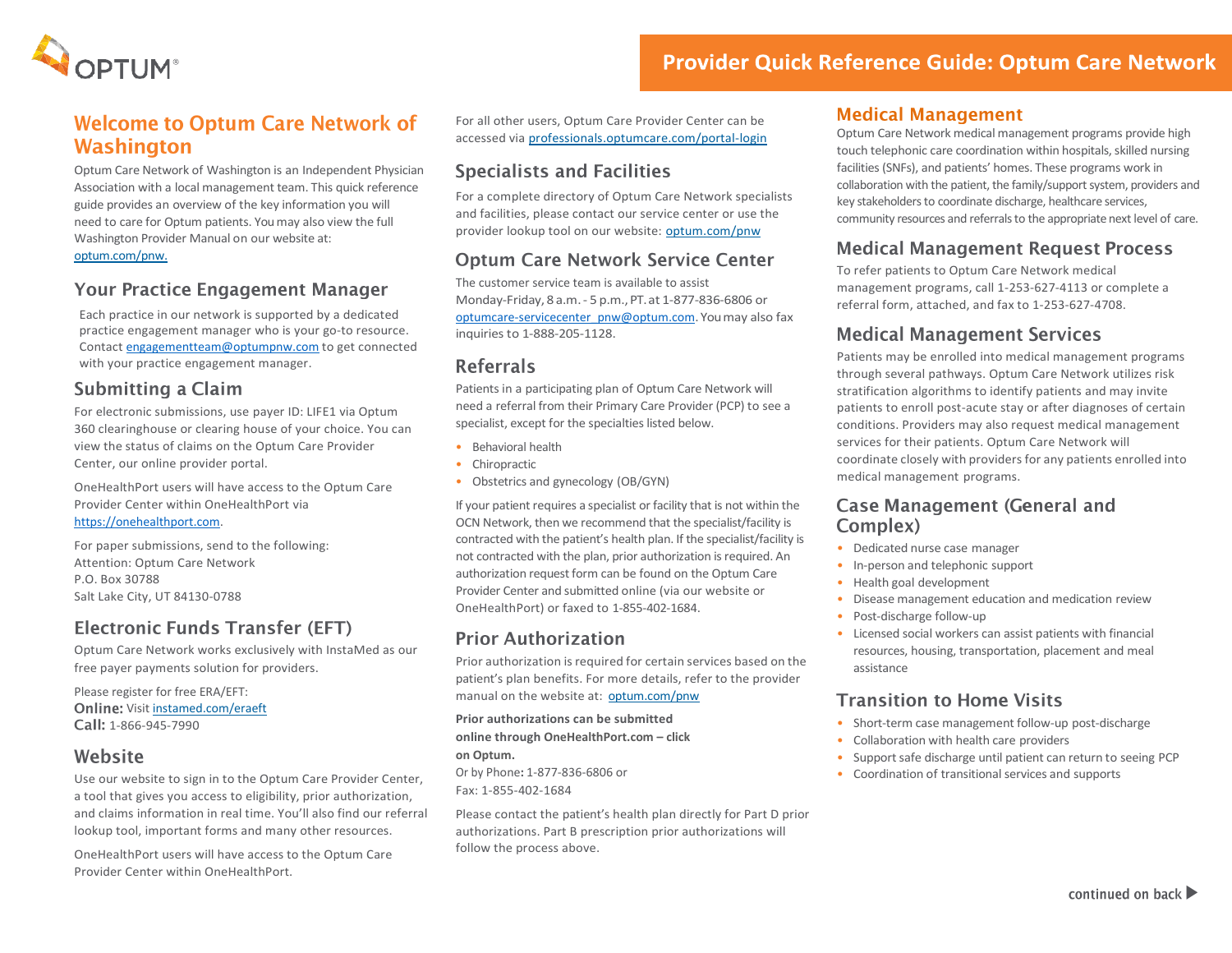# Provider Quick Reference Guide: Optum Care Network

## Welcome to Optum Care Network of Washington

Optum Care Network of Washington is an Independent Physician Association with a local management team. This quick reference guide provides an overview of the key information you will need to care for Optum patients. You may also view the full Washington Provider Manual on our website at: optum.com/pnw.

## Your Practice Engagement Manager

Each practice in our network is supported by a dedicated practice engagement manager who is your go-to resource. Contact engagementteam@optumpnw.com to get connected with your practice engagement manager.

## Submitting a Claim

For electronic submissions, use payer ID: LIFE1 via Optum 360 clearinghouse or clearing house of your choice. You can view the status of claims on the Optum Care Provider Center, our online provider portal.

OneHealthPort users will have access to the Optum Care Provider Center within OneHealthPort via https://onehealthport.com.

For paper submissions, send to the following:
Attention: Optum Care Network
P.O. Box 30788
Salt Lake City, UT 84130-0788

## Electronic Funds Transfer (EFT)

Optum Care Network works exclusively with InstaMed as our free payer payments solution for providers.

Please register for free ERA/EFT:
**Online:** Visit instamed.com/eraeft
**Call:** 1-866-945-7990

## Website

Use our website to sign in to the Optum Care Provider Center, a tool that gives you access to eligibility, prior authorization, and claims information in real time. You'll also find our referral lookup tool, important forms and many other resources.

OneHealthPort users will have access to the Optum Care Provider Center within OneHealthPort.

For all other users, Optum Care Provider Center can be accessed via professionals.optumcare.com/portal-login

## Specialists and Facilities

For a complete directory of Optum Care Network specialists and facilities, please contact our service center or use the provider lookup tool on our website: optum.com/pnw

## Optum Care Network Service Center

The customer service team is available to assist Monday-Friday, 8 a.m. - 5 p.m., PT. at 1-877-836-6806 or optumcare-servicecenter_pnw@optum.com. You may also fax inquiries to 1-888-205-1128.

## Referrals

Patients in a participating plan of Optum Care Network will need a referral from their Primary Care Provider (PCP) to see a specialist, except for the specialties listed below.

- Behavioral health
- Chiropractic
- Obstetrics and gynecology (OB/GYN)

If your patient requires a specialist or facility that is not within the OCN Network, then we recommend that the specialist/facility is contracted with the patient's health plan. If the specialist/facility is not contracted with the plan, prior authorization is required. An authorization request form can be found on the Optum Care Provider Center and submitted online (via our website or OneHealthPort) or faxed to 1-855-402-1684.

## Prior Authorization

Prior authorization is required for certain services based on the patient's plan benefits. For more details, refer to the provider manual on the website at: optum.com/pnw

**Prior authorizations can be submitted online through OneHealthPort.com – click on Optum.**
Or by Phone**:** 1-877-836-6806 or
Fax: 1-855-402-1684

Please contact the patient's health plan directly for Part D prior authorizations. Part B prescription prior authorizations will follow the process above.

## Medical Management

Optum Care Network medical management programs provide high touch telephonic care coordination within hospitals, skilled nursing facilities (SNFs), and patients' homes. These programs work in collaboration with the patient, the family/support system, providers and key stakeholders to coordinate discharge, healthcare services, community resources and referrals to the appropriate next level of care.

## Medical Management Request Process

To refer patients to Optum Care Network medical management programs, call 1-253-627-4113 or complete a referral form, attached, and fax to 1-253-627-4708.

## Medical Management Services

Patients may be enrolled into medical management programs through several pathways. Optum Care Network utilizes risk stratification algorithms to identify patients and may invite patients to enroll post-acute stay or after diagnoses of certain conditions. Providers may also request medical management services for their patients. Optum Care Network will coordinate closely with providers for any patients enrolled into medical management programs.

## Case Management (General and Complex)

- Dedicated nurse case manager
- In-person and telephonic support
- Health goal development
- Disease management education and medication review
- Post-discharge follow-up
- Licensed social workers can assist patients with financial resources, housing, transportation, placement and meal assistance

## Transition to Home Visits

- Short-term case management follow-up post-discharge
- Collaboration with health care providers
- Support safe discharge until patient can return to seeing PCP
- Coordination of transitional services and supports

continued on back ▶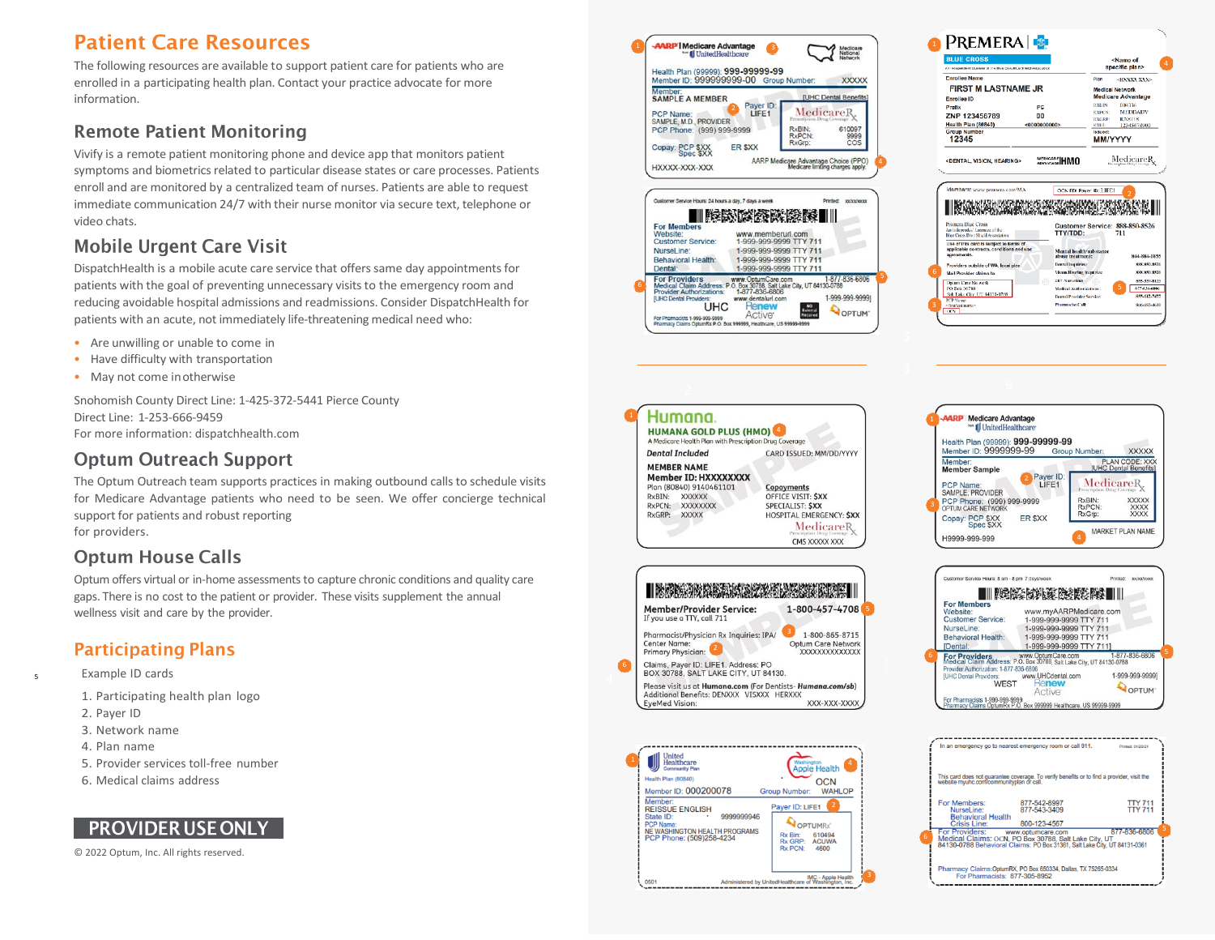# Patient Care Resources

The following resources are available to support patient care for patients who are enrolled in a participating health plan. Contact your practice advocate for more information.

## Remote Patient Monitoring

Vivify is a remote patient monitoring phone and device app that monitors patient symptoms and biometrics related to particular disease states or care processes. Patients enroll and are monitored by a centralized team of nurses. Patients are able to request immediate communication 24/7 with their nurse monitor via secure text, telephone or video chats.

## Mobile Urgent Care Visit

DispatchHealth is a mobile acute care service that offers same day appointments for patients with the goal of preventing unnecessary visits to the emergency room and reducing avoidable hospital admissions and readmissions. Consider DispatchHealth for patients with an acute, not immediately life-threatening medical need who:

- Are unwilling or unable to come in
- Have difficulty with transportation
- May not come in otherwise

Snohomish County Direct Line: 1-425-372-5441 Pierce County Direct Line: 1-253-666-9459
For more information: dispatchhealth.com

## Optum Outreach Support

The Optum Outreach team supports practices in making outbound calls to schedule visits for Medicare Advantage patients who need to be seen. We offer concierge technical support for patients and robust reporting for providers.

## Optum House Calls

Optum offers virtual or in-home assessments to capture chronic conditions and quality care gaps. There is no cost to the patient or provider. These visits supplement the annual wellness visit and care by the provider.

# Participating Plans

Example ID cards

1. Participating health plan logo
2. Payer ID
3. Network name
4. Plan name
5. Provider services toll-free number
6. Medical claims address

**PROVIDER USE ONLY**

© 2022 Optum, Inc. All rights reserved.